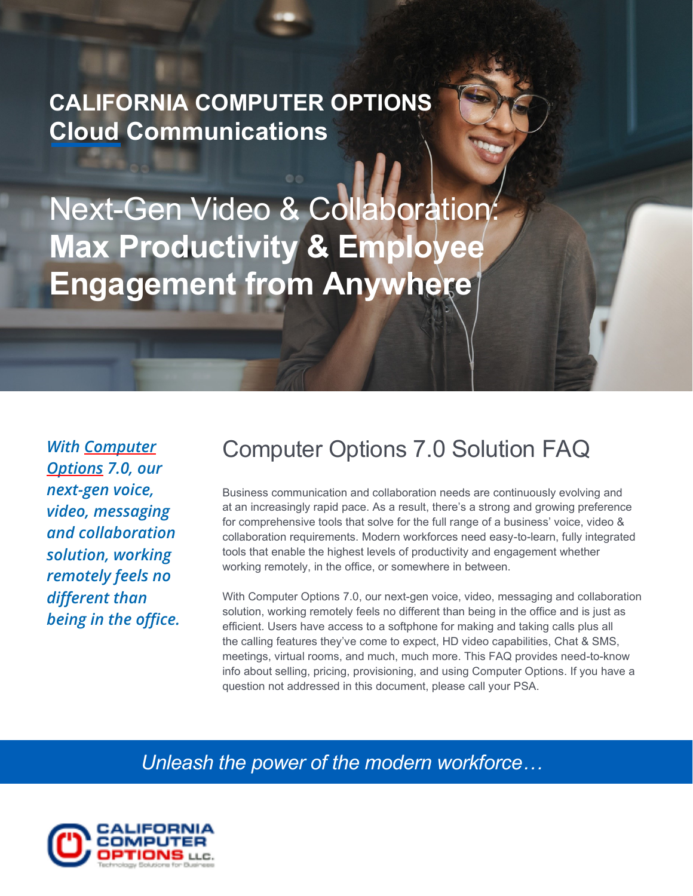**CALIFORNIA COMPUTER OPTIONS**
**Cloud Communications**

# Next-Gen Video & Collaboration: **Max Productivity & Employee Engagement from Anywhere**

*With Computer Options 7.0, our next-gen voice, video, messaging and collaboration solution, working remotely feels no different than being in the office.*

## Computer Options 7.0 Solution FAQ

Business communication and collaboration needs are continuously evolving and at an increasingly rapid pace. As a result, there's a strong and growing preference for comprehensive tools that solve for the full range of a business' voice, video & collaboration requirements. Modern workforces need easy-to-learn, fully integrated tools that enable the highest levels of productivity and engagement whether working remotely, in the office, or somewhere in between.

With Computer Options 7.0, our next-gen voice, video, messaging and collaboration solution, working remotely feels no different than being in the office and is just as efficient. Users have access to a softphone for making and taking calls plus all the calling features they've come to expect, HD video capabilities, Chat & SMS, meetings, virtual rooms, and much, much more. This FAQ provides need-to-know info about selling, pricing, provisioning, and using Computer Options. If you have a question not addressed in this document, please call your PSA.

*Unleash the power of the modern workforce…*

CALIFORNIA COMPUTER OPTIONS LLC.
Technology Solutions for Business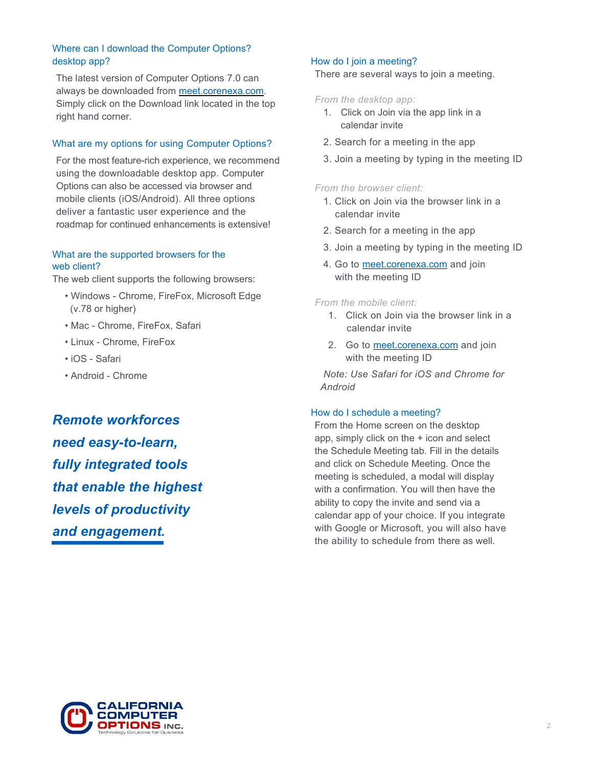### Where can I download the Computer Options? desktop app?

The latest version of Computer Options 7.0 can always be downloaded from meet.corenexa.com. Simply click on the Download link located in the top right hand corner.

### What are my options for using Computer Options?

For the most feature-rich experience, we recommend using the downloadable desktop app. Computer Options can also be accessed via browser and mobile clients (iOS/Android). All three options deliver a fantastic user experience and the roadmap for continued enhancements is extensive!

### What are the supported browsers for the web client?

The web client supports the following browsers:

- Windows - Chrome, FireFox, Microsoft Edge (v.78 or higher)
- Mac - Chrome, FireFox, Safari
- Linux - Chrome, FireFox
- iOS - Safari
- Android - Chrome

***Remote workforces need easy-to-learn, fully integrated tools that enable the highest levels of productivity and engagement.***

### How do I join a meeting?

There are several ways to join a meeting.

*From the desktop app:*

1. Click on Join via the app link in a calendar invite
2. Search for a meeting in the app
3. Join a meeting by typing in the meeting ID

*From the browser client:*

1. Click on Join via the browser link in a calendar invite
2. Search for a meeting in the app
3. Join a meeting by typing in the meeting ID
4. Go to meet.corenexa.com and join with the meeting ID

*From the mobile client:*

1. Click on Join via the browser link in a calendar invite
2. Go to meet.corenexa.com and join with the meeting ID

*Note: Use Safari for iOS and Chrome for Android*

### How do I schedule a meeting?

From the Home screen on the desktop app, simply click on the + icon and select the Schedule Meeting tab. Fill in the details and click on Schedule Meeting. Once the meeting is scheduled, a modal will display with a confirmation. You will then have the ability to copy the invite and send via a calendar app of your choice. If you integrate with Google or Microsoft, you will also have the ability to schedule from there as well.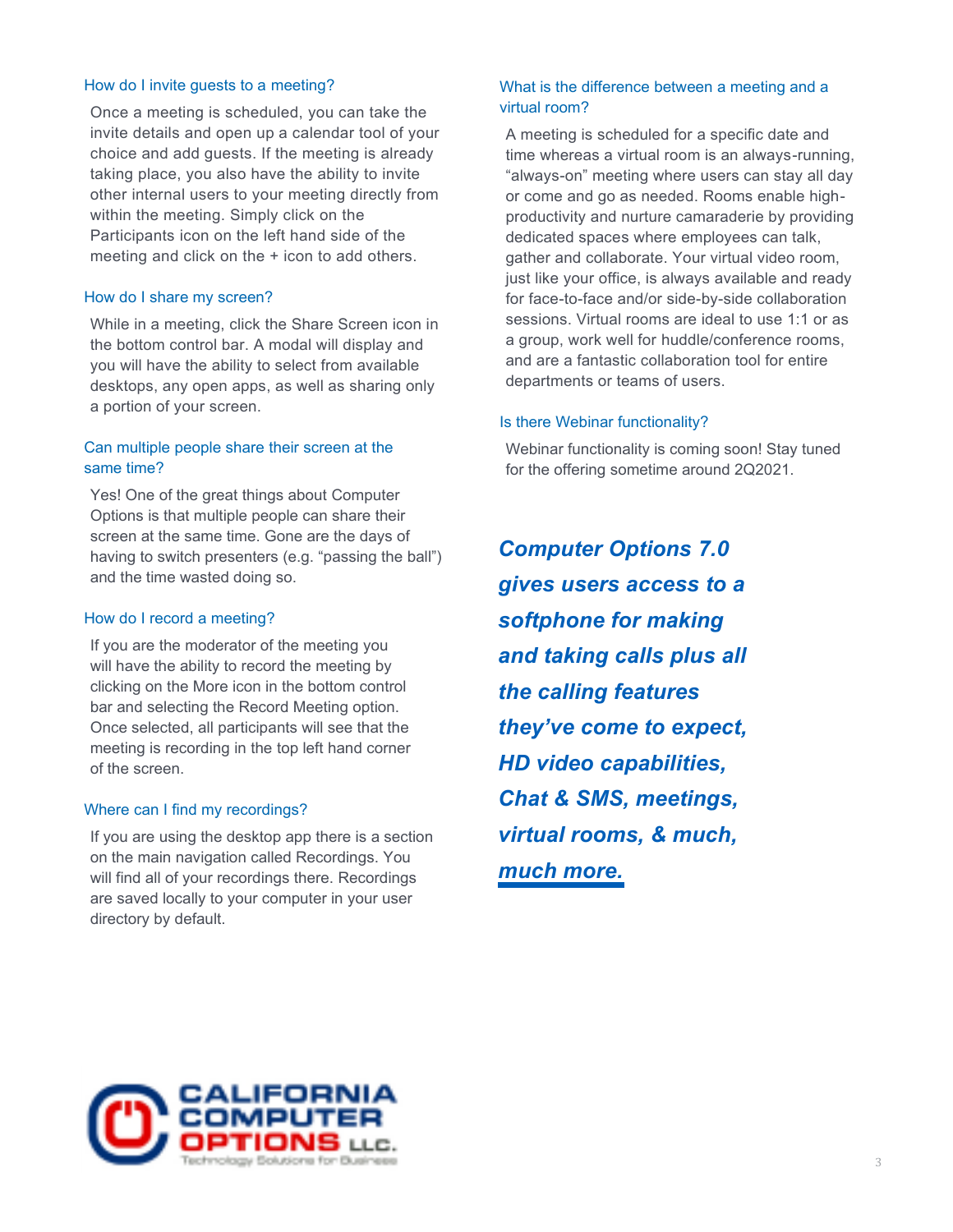### How do I invite guests to a meeting?

Once a meeting is scheduled, you can take the invite details and open up a calendar tool of your choice and add guests. If the meeting is already taking place, you also have the ability to invite other internal users to your meeting directly from within the meeting. Simply click on the Participants icon on the left hand side of the meeting and click on the + icon to add others.

### How do I share my screen?

While in a meeting, click the Share Screen icon in the bottom control bar. A modal will display and you will have the ability to select from available desktops, any open apps, as well as sharing only a portion of your screen.

### Can multiple people share their screen at the same time?

Yes! One of the great things about Computer Options is that multiple people can share their screen at the same time. Gone are the days of having to switch presenters (e.g. "passing the ball") and the time wasted doing so.

### How do I record a meeting?

If you are the moderator of the meeting you will have the ability to record the meeting by clicking on the More icon in the bottom control bar and selecting the Record Meeting option. Once selected, all participants will see that the meeting is recording in the top left hand corner of the screen.

### Where can I find my recordings?

If you are using the desktop app there is a section on the main navigation called Recordings. You will find all of your recordings there. Recordings are saved locally to your computer in your user directory by default.

### What is the difference between a meeting and a virtual room?

A meeting is scheduled for a specific date and time whereas a virtual room is an always-running, "always-on" meeting where users can stay all day or come and go as needed. Rooms enable high-productivity and nurture camaraderie by providing dedicated spaces where employees can talk, gather and collaborate. Your virtual video room, just like your office, is always available and ready for face-to-face and/or side-by-side collaboration sessions. Virtual rooms are ideal to use 1:1 or as a group, work well for huddle/conference rooms, and are a fantastic collaboration tool for entire departments or teams of users.

### Is there Webinar functionality?

Webinar functionality is coming soon! Stay tuned for the offering sometime around 2Q2021.

***Computer Options 7.0 gives users access to a softphone for making and taking calls plus all the calling features they've come to expect, HD video capabilities, Chat & SMS, meetings, virtual rooms, & much, much more.***

CALIFORNIA COMPUTER OPTIONS LLC.
Technology Solutions for Business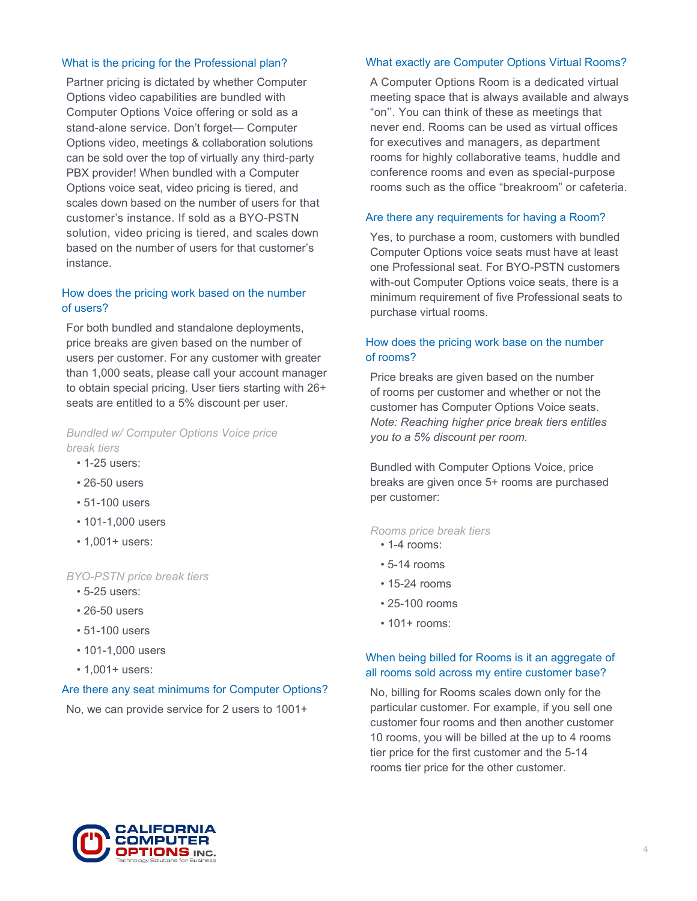### What is the pricing for the Professional plan?

Partner pricing is dictated by whether Computer Options video capabilities are bundled with Computer Options Voice offering or sold as a stand-alone service. Don't forget— Computer Options video, meetings & collaboration solutions can be sold over the top of virtually any third-party PBX provider! When bundled with a Computer Options voice seat, video pricing is tiered, and scales down based on the number of users for that customer's instance. If sold as a BYO-PSTN solution, video pricing is tiered, and scales down based on the number of users for that customer's instance.

### How does the pricing work based on the number of users?

For both bundled and standalone deployments, price breaks are given based on the number of users per customer. For any customer with greater than 1,000 seats, please call your account manager to obtain special pricing. User tiers starting with 26+ seats are entitled to a 5% discount per user.

*Bundled w/ Computer Options Voice price break tiers*

- 1-25 users:
- 26-50 users
- 51-100 users
- 101-1,000 users
- 1,001+ users:

*BYO-PSTN price break tiers*

- 5-25 users:
- 26-50 users
- 51-100 users
- 101-1,000 users
- 1,001+ users:

### Are there any seat minimums for Computer Options?

No, we can provide service for 2 users to 1001+

### What exactly are Computer Options Virtual Rooms?

A Computer Options Room is a dedicated virtual meeting space that is always available and always "on''. You can think of these as meetings that never end. Rooms can be used as virtual offices for executives and managers, as department rooms for highly collaborative teams, huddle and conference rooms and even as special-purpose rooms such as the office "breakroom" or cafeteria.

### Are there any requirements for having a Room?

Yes, to purchase a room, customers with bundled Computer Options voice seats must have at least one Professional seat. For BYO-PSTN customers with-out Computer Options voice seats, there is a minimum requirement of five Professional seats to purchase virtual rooms.

### How does the pricing work base on the number of rooms?

Price breaks are given based on the number of rooms per customer and whether or not the customer has Computer Options Voice seats. *Note: Reaching higher price break tiers entitles you to a 5% discount per room.*

Bundled with Computer Options Voice, price breaks are given once 5+ rooms are purchased per customer:

*Rooms price break tiers*

- 1-4 rooms:
- 5-14 rooms
- 15-24 rooms
- 25-100 rooms
- 101+ rooms:

### When being billed for Rooms is it an aggregate of all rooms sold across my entire customer base?

No, billing for Rooms scales down only for the particular customer. For example, if you sell one customer four rooms and then another customer 10 rooms, you will be billed at the up to 4 rooms tier price for the first customer and the 5-14 rooms tier price for the other customer.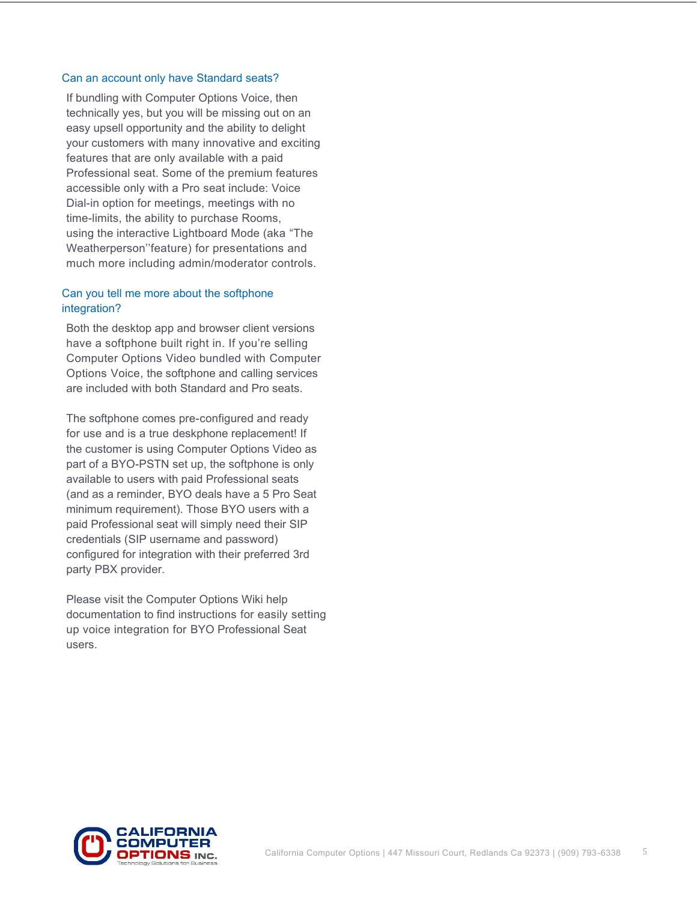### Can an account only have Standard seats?

If bundling with Computer Options Voice, then technically yes, but you will be missing out on an easy upsell opportunity and the ability to delight your customers with many innovative and exciting features that are only available with a paid Professional seat. Some of the premium features accessible only with a Pro seat include: Voice Dial-in option for meetings, meetings with no time-limits, the ability to purchase Rooms, using the interactive Lightboard Mode (aka "The Weatherperson''feature) for presentations and much more including admin/moderator controls.

### Can you tell me more about the softphone integration?

Both the desktop app and browser client versions have a softphone built right in. If you're selling Computer Options Video bundled with Computer Options Voice, the softphone and calling services are included with both Standard and Pro seats.

The softphone comes pre-configured and ready for use and is a true deskphone replacement! If the customer is using Computer Options Video as part of a BYO-PSTN set up, the softphone is only available to users with paid Professional seats (and as a reminder, BYO deals have a 5 Pro Seat minimum requirement). Those BYO users with a paid Professional seat will simply need their SIP credentials (SIP username and password) configured for integration with their preferred 3rd party PBX provider.

Please visit the Computer Options Wiki help documentation to find instructions for easily setting up voice integration for BYO Professional Seat users.